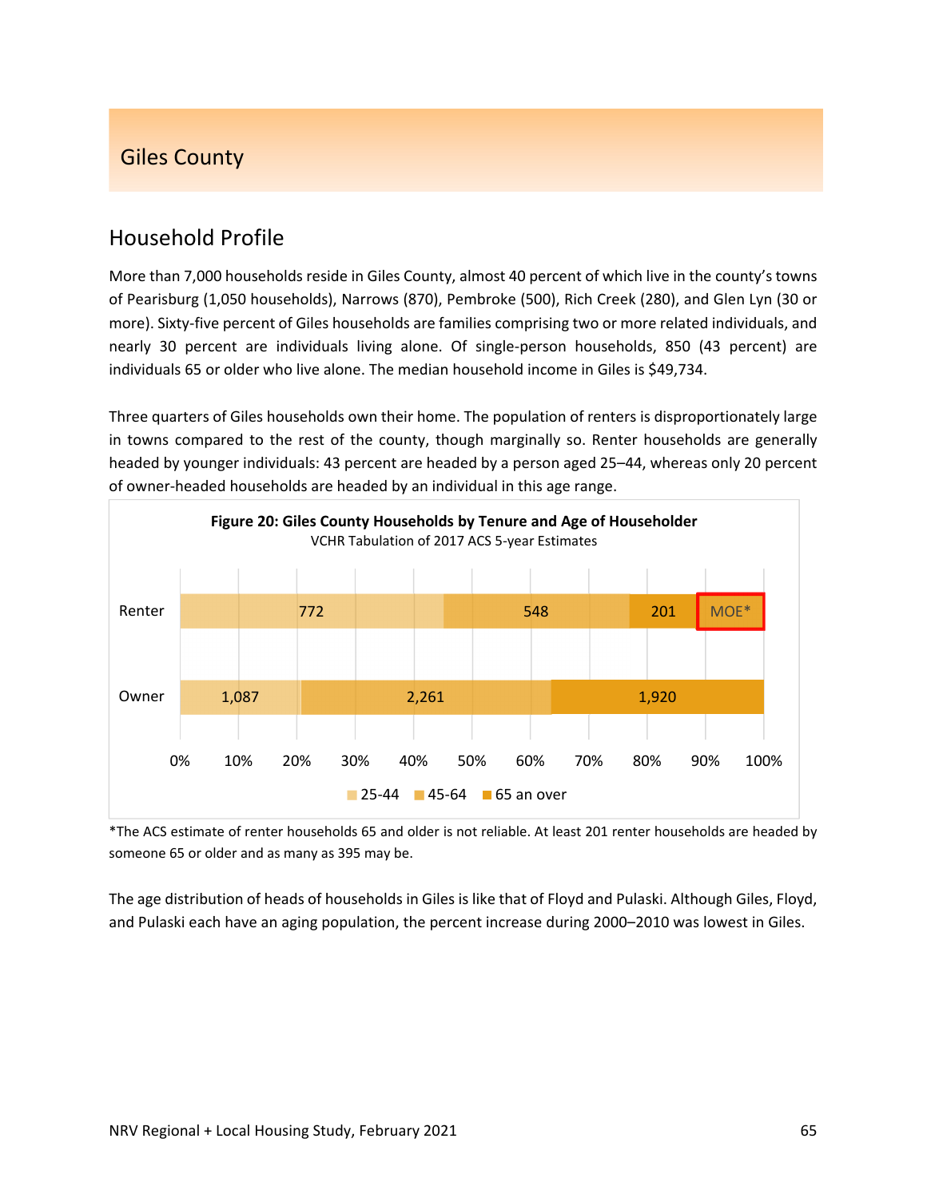## Giles County

### Household Profile

More than 7,000 households reside in Giles County, almost 40 percent of which live in the county's towns of Pearisburg (1,050 households), Narrows (870), Pembroke (500), Rich Creek (280), and Glen Lyn (30 or more). Sixty-five percent of Giles households are families comprising two or more related individuals, and nearly 30 percent are individuals living alone. Of single-person households, 850 (43 percent) are individuals 65 or older who live alone. The median household income in Giles is $49,734.

Three quarters of Giles households own their home. The population of renters is disproportionately large in towns compared to the rest of the county, though marginally so. Renter households are generally headed by younger individuals: 43 percent are headed by a person aged 25–44, whereas only 20 percent of owner-headed households are headed by an individual in this age range.

**Figure 20: Giles County Households by Tenure and Age of Householder**
VCHR Tabulation of 2017 ACS 5-year Estimates

| | 25-44 | 45-64 | 65 an over |
|---|---|---|---|
| Renter | 772 | 548 | 201 (MOE*) |
| Owner | 1,087 | 2,261 | 1,920 |

*The ACS estimate of renter households 65 and older is not reliable. At least 201 renter households are headed by someone 65 or older and as many as 395 may be.

The age distribution of heads of households in Giles is like that of Floyd and Pulaski. Although Giles, Floyd, and Pulaski each have an aging population, the percent increase during 2000–2010 was lowest in Giles.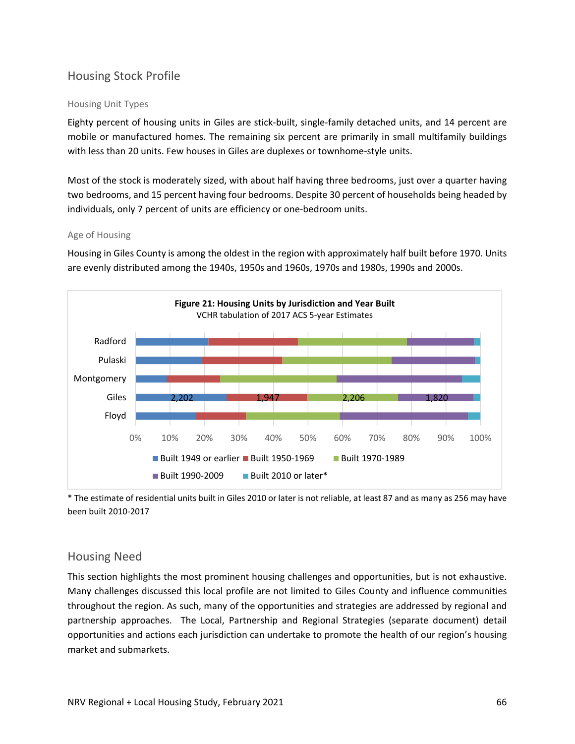## Housing Stock Profile

### Housing Unit Types

Eighty percent of housing units in Giles are stick-built, single-family detached units, and 14 percent are mobile or manufactured homes. The remaining six percent are primarily in small multifamily buildings with less than 20 units. Few houses in Giles are duplexes or townhome-style units.

Most of the stock is moderately sized, with about half having three bedrooms, just over a quarter having two bedrooms, and 15 percent having four bedrooms. Despite 30 percent of households being headed by individuals, only 7 percent of units are efficiency or one-bedroom units.

### Age of Housing

Housing in Giles County is among the oldest in the region with approximately half built before 1970. Units are evenly distributed among the 1940s, 1950s and 1960s, 1970s and 1980s, 1990s and 2000s.

**Figure 21: Housing Units by Jurisdiction and Year Built**
VCHR tabulation of 2017 ACS 5-year Estimates

| Jurisdiction | Built 1949 or earlier | Built 1950-1969 | Built 1970-1989 | Built 1990-2009 | Built 2010 or later* |
|---|---|---|---|---|---|
| Radford | | | | | |
| Pulaski | | | | | |
| Montgomery | | | | | |
| Giles | 2,202 | 1,947 | 2,206 | 1,820 | |
| Floyd | | | | | |

\* The estimate of residential units built in Giles 2010 or later is not reliable, at least 87 and as many as 256 may have been built 2010-2017

## Housing Need

This section highlights the most prominent housing challenges and opportunities, but is not exhaustive. Many challenges discussed this local profile are not limited to Giles County and influence communities throughout the region. As such, many of the opportunities and strategies are addressed by regional and partnership approaches. The Local, Partnership and Regional Strategies (separate document) detail opportunities and actions each jurisdiction can undertake to promote the health of our region's housing market and submarkets.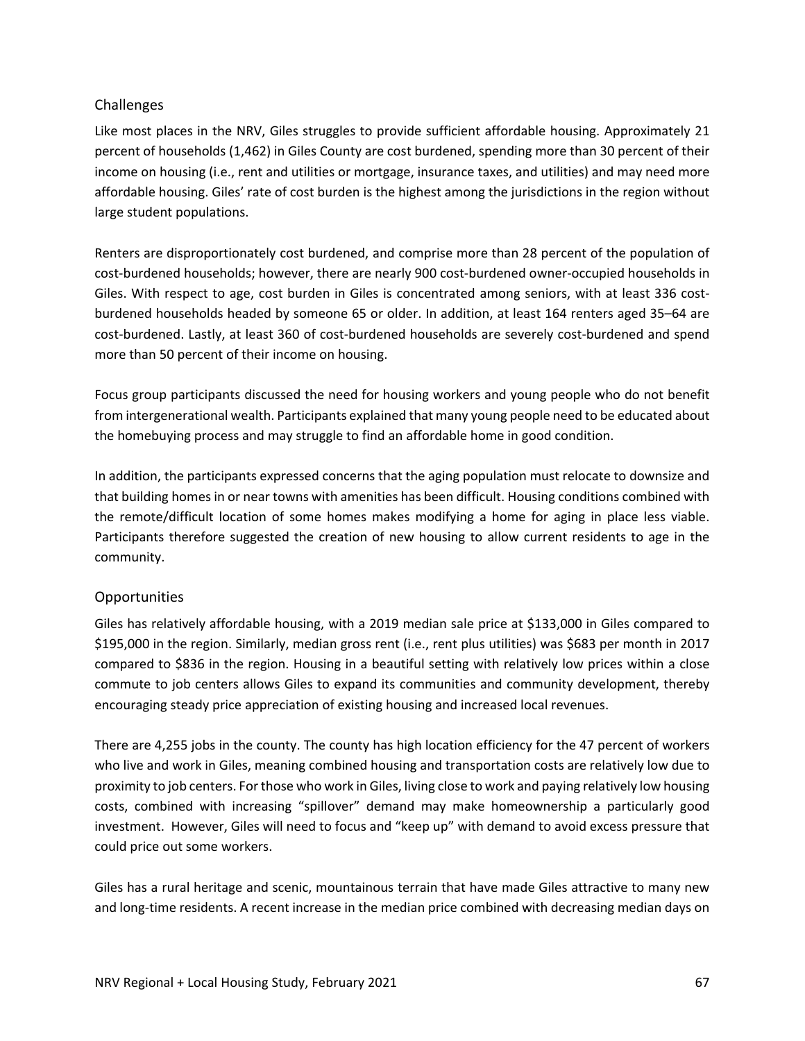## Challenges

Like most places in the NRV, Giles struggles to provide sufficient affordable housing. Approximately 21 percent of households (1,462) in Giles County are cost burdened, spending more than 30 percent of their income on housing (i.e., rent and utilities or mortgage, insurance taxes, and utilities) and may need more affordable housing. Giles' rate of cost burden is the highest among the jurisdictions in the region without large student populations.

Renters are disproportionately cost burdened, and comprise more than 28 percent of the population of cost-burdened households; however, there are nearly 900 cost-burdened owner-occupied households in Giles. With respect to age, cost burden in Giles is concentrated among seniors, with at least 336 cost-burdened households headed by someone 65 or older. In addition, at least 164 renters aged 35–64 are cost-burdened. Lastly, at least 360 of cost-burdened households are severely cost-burdened and spend more than 50 percent of their income on housing.

Focus group participants discussed the need for housing workers and young people who do not benefit from intergenerational wealth. Participants explained that many young people need to be educated about the homebuying process and may struggle to find an affordable home in good condition.

In addition, the participants expressed concerns that the aging population must relocate to downsize and that building homes in or near towns with amenities has been difficult. Housing conditions combined with the remote/difficult location of some homes makes modifying a home for aging in place less viable. Participants therefore suggested the creation of new housing to allow current residents to age in the community.

## Opportunities

Giles has relatively affordable housing, with a 2019 median sale price at $133,000 in Giles compared to $195,000 in the region. Similarly, median gross rent (i.e., rent plus utilities) was $683 per month in 2017 compared to $836 in the region. Housing in a beautiful setting with relatively low prices within a close commute to job centers allows Giles to expand its communities and community development, thereby encouraging steady price appreciation of existing housing and increased local revenues.

There are 4,255 jobs in the county. The county has high location efficiency for the 47 percent of workers who live and work in Giles, meaning combined housing and transportation costs are relatively low due to proximity to job centers. For those who work in Giles, living close to work and paying relatively low housing costs, combined with increasing "spillover" demand may make homeownership a particularly good investment. However, Giles will need to focus and "keep up" with demand to avoid excess pressure that could price out some workers.

Giles has a rural heritage and scenic, mountainous terrain that have made Giles attractive to many new and long-time residents. A recent increase in the median price combined with decreasing median days on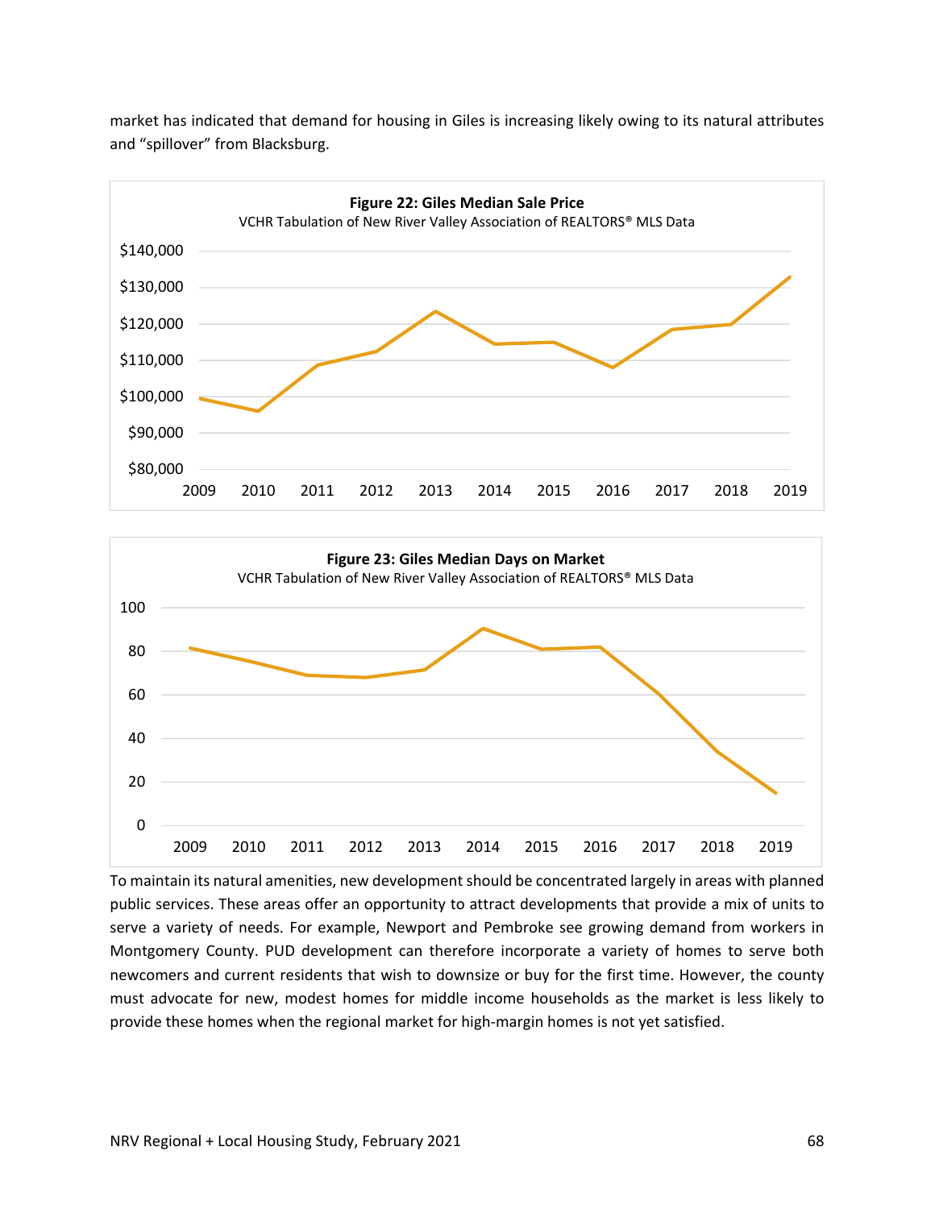market has indicated that demand for housing in Giles is increasing likely owing to its natural attributes and "spillover" from Blacksburg.

**Figure 22: Giles Median Sale Price**
VCHR Tabulation of New River Valley Association of REALTORS® MLS Data

$140,000
$130,000
$120,000
$110,000
$100,000
$90,000
$80,000

2009 2010 2011 2012 2013 2014 2015 2016 2017 2018 2019

**Figure 23: Giles Median Days on Market**
VCHR Tabulation of New River Valley Association of REALTORS® MLS Data

100
80
60
40
20
0

2009 2010 2011 2012 2013 2014 2015 2016 2017 2018 2019

To maintain its natural amenities, new development should be concentrated largely in areas with planned public services. These areas offer an opportunity to attract developments that provide a mix of units to serve a variety of needs. For example, Newport and Pembroke see growing demand from workers in Montgomery County. PUD development can therefore incorporate a variety of homes to serve both newcomers and current residents that wish to downsize or buy for the first time. However, the county must advocate for new, modest homes for middle income households as the market is less likely to provide these homes when the regional market for high-margin homes is not yet satisfied.